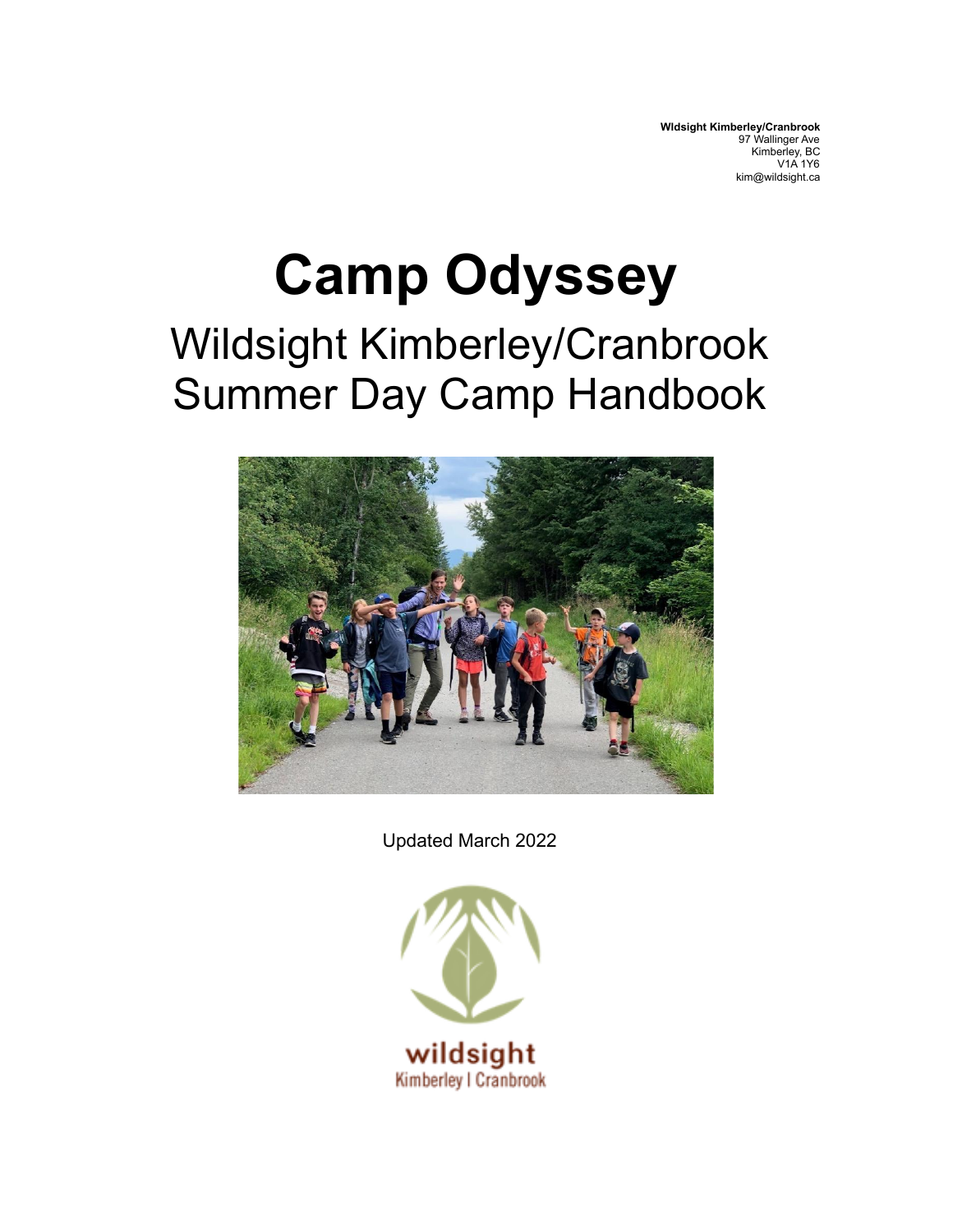**Wldsight Kimberley/Cranbrook**
97 Wallinger Ave
Kimberley, BC
V1A 1Y6
kim@wildsight.ca

# Camp Odyssey

## Wildsight Kimberley/Cranbrook Summer Day Camp Handbook

Updated March 2022

wildsight
Kimberley | Cranbrook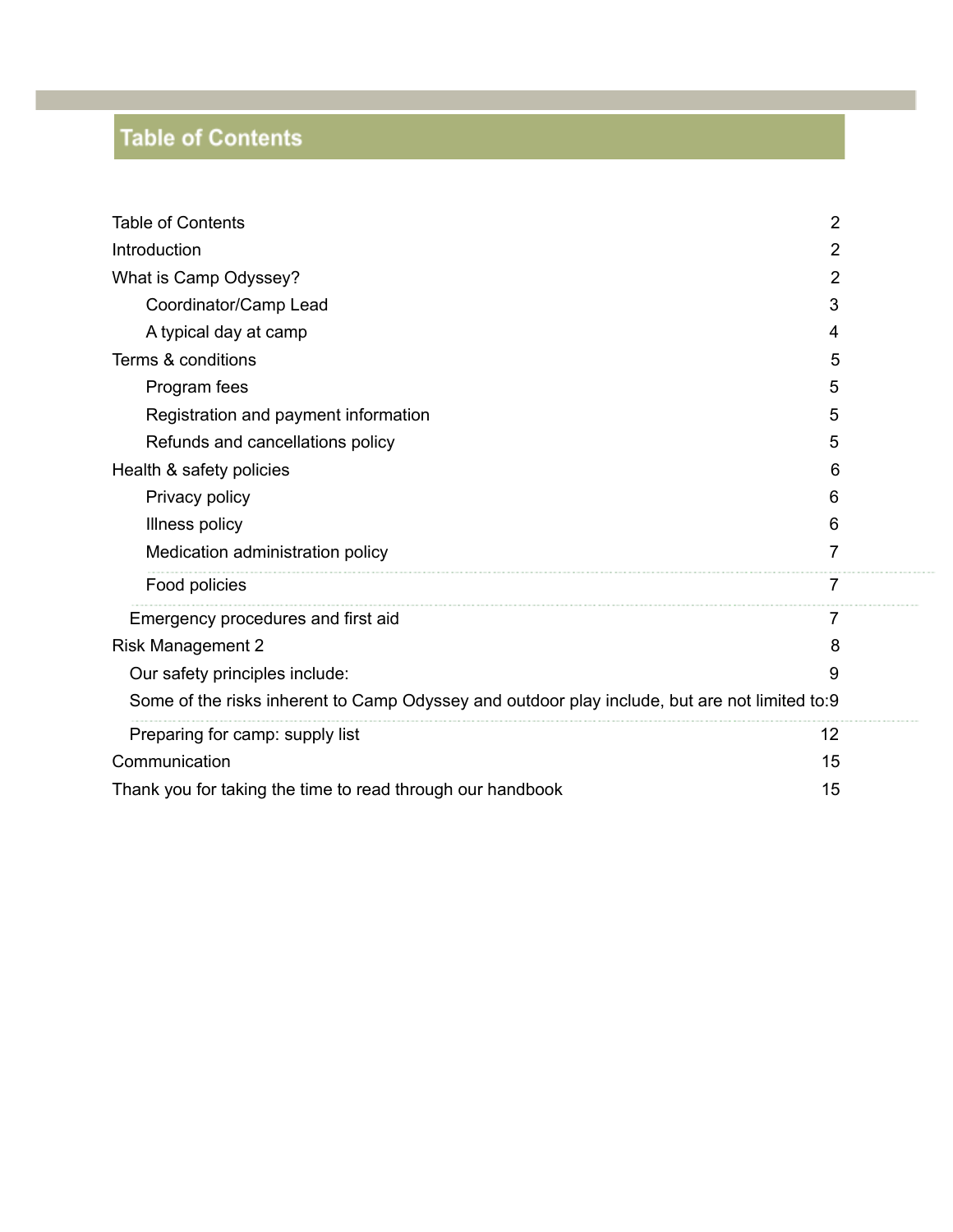# Table of Contents

| | |
|---|---|
| Table of Contents | 2 |
| Introduction | 2 |
| What is Camp Odyssey? | 2 |
| Coordinator/Camp Lead | 3 |
| A typical day at camp | 4 |
| Terms & conditions | 5 |
| Program fees | 5 |
| Registration and payment information | 5 |
| Refunds and cancellations policy | 5 |
| Health & safety policies | 6 |
| Privacy policy | 6 |
| Illness policy | 6 |
| Medication administration policy | 7 |
| Food policies | 7 |
| Emergency procedures and first aid | 7 |
| Risk Management 2 | 8 |
| Our safety principles include: | 9 |
| Some of the risks inherent to Camp Odyssey and outdoor play include, but are not limited to: | 9 |
| Preparing for camp: supply list | 12 |
| Communication | 15 |
| Thank you for taking the time to read through our handbook | 15 |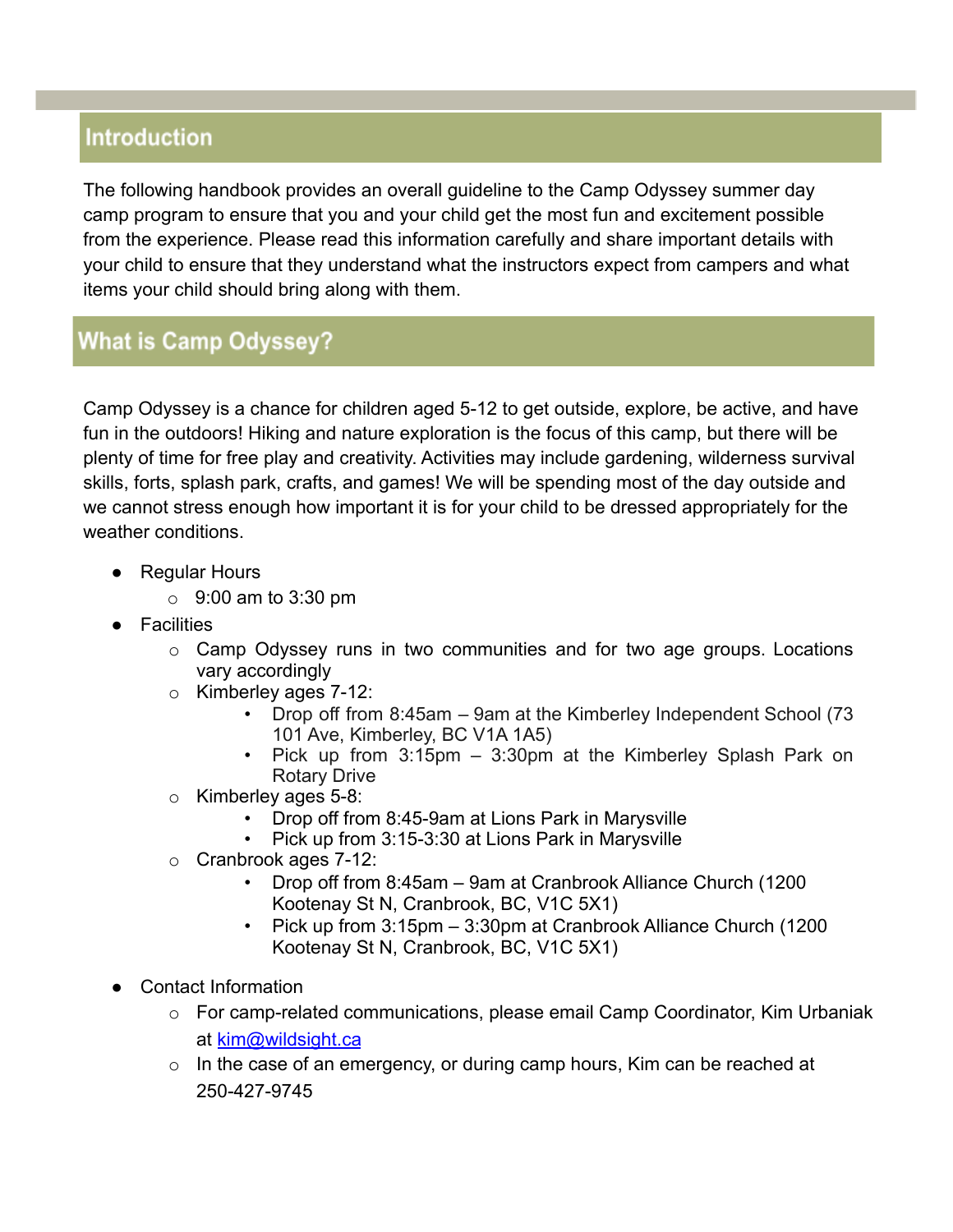## Introduction

The following handbook provides an overall guideline to the Camp Odyssey summer day camp program to ensure that you and your child get the most fun and excitement possible from the experience. Please read this information carefully and share important details with your child to ensure that they understand what the instructors expect from campers and what items your child should bring along with them.

## What is Camp Odyssey?

Camp Odyssey is a chance for children aged 5-12 to get outside, explore, be active, and have fun in the outdoors! Hiking and nature exploration is the focus of this camp, but there will be plenty of time for free play and creativity. Activities may include gardening, wilderness survival skills, forts, splash park, crafts, and games! We will be spending most of the day outside and we cannot stress enough how important it is for your child to be dressed appropriately for the weather conditions.

- Regular Hours
  - 9:00 am to 3:30 pm
- Facilities
  - Camp Odyssey runs in two communities and for two age groups. Locations vary accordingly
  - Kimberley ages 7-12:
    - Drop off from 8:45am – 9am at the Kimberley Independent School (73 101 Ave, Kimberley, BC V1A 1A5)
    - Pick up from 3:15pm – 3:30pm at the Kimberley Splash Park on Rotary Drive
  - Kimberley ages 5-8:
    - Drop off from 8:45-9am at Lions Park in Marysville
    - Pick up from 3:15-3:30 at Lions Park in Marysville
  - Cranbrook ages 7-12:
    - Drop off from 8:45am – 9am at Cranbrook Alliance Church (1200 Kootenay St N, Cranbrook, BC, V1C 5X1)
    - Pick up from 3:15pm – 3:30pm at Cranbrook Alliance Church (1200 Kootenay St N, Cranbrook, BC, V1C 5X1)

- Contact Information
  - For camp-related communications, please email Camp Coordinator, Kim Urbaniak at kim@wildsight.ca
  - In the case of an emergency, or during camp hours, Kim can be reached at 250-427-9745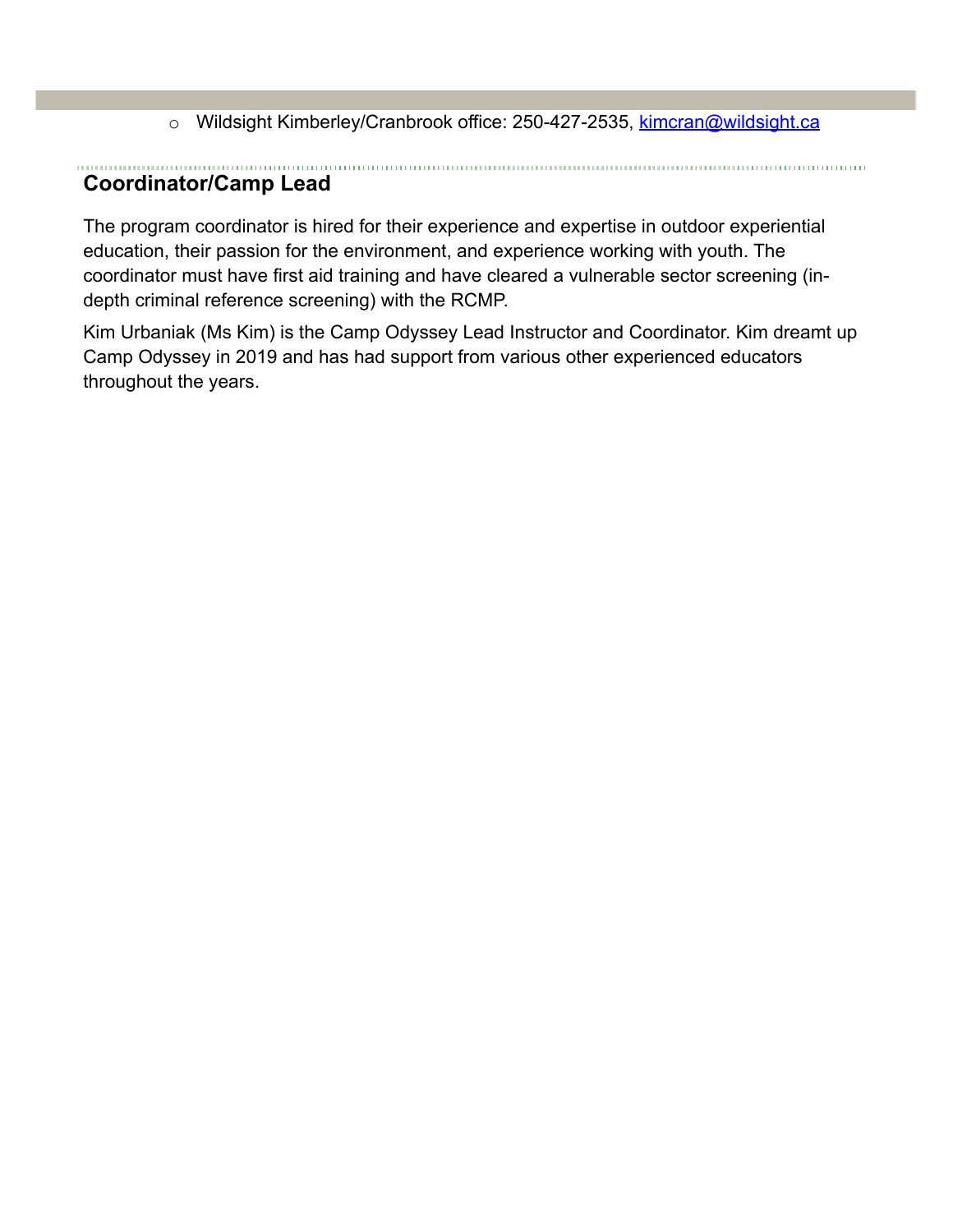- Wildsight Kimberley/Cranbrook office: 250-427-2535, kimcran@wildsight.ca

## Coordinator/Camp Lead

The program coordinator is hired for their experience and expertise in outdoor experiential education, their passion for the environment, and experience working with youth. The coordinator must have first aid training and have cleared a vulnerable sector screening (in-depth criminal reference screening) with the RCMP.

Kim Urbaniak (Ms Kim) is the Camp Odyssey Lead Instructor and Coordinator. Kim dreamt up Camp Odyssey in 2019 and has had support from various other experienced educators throughout the years.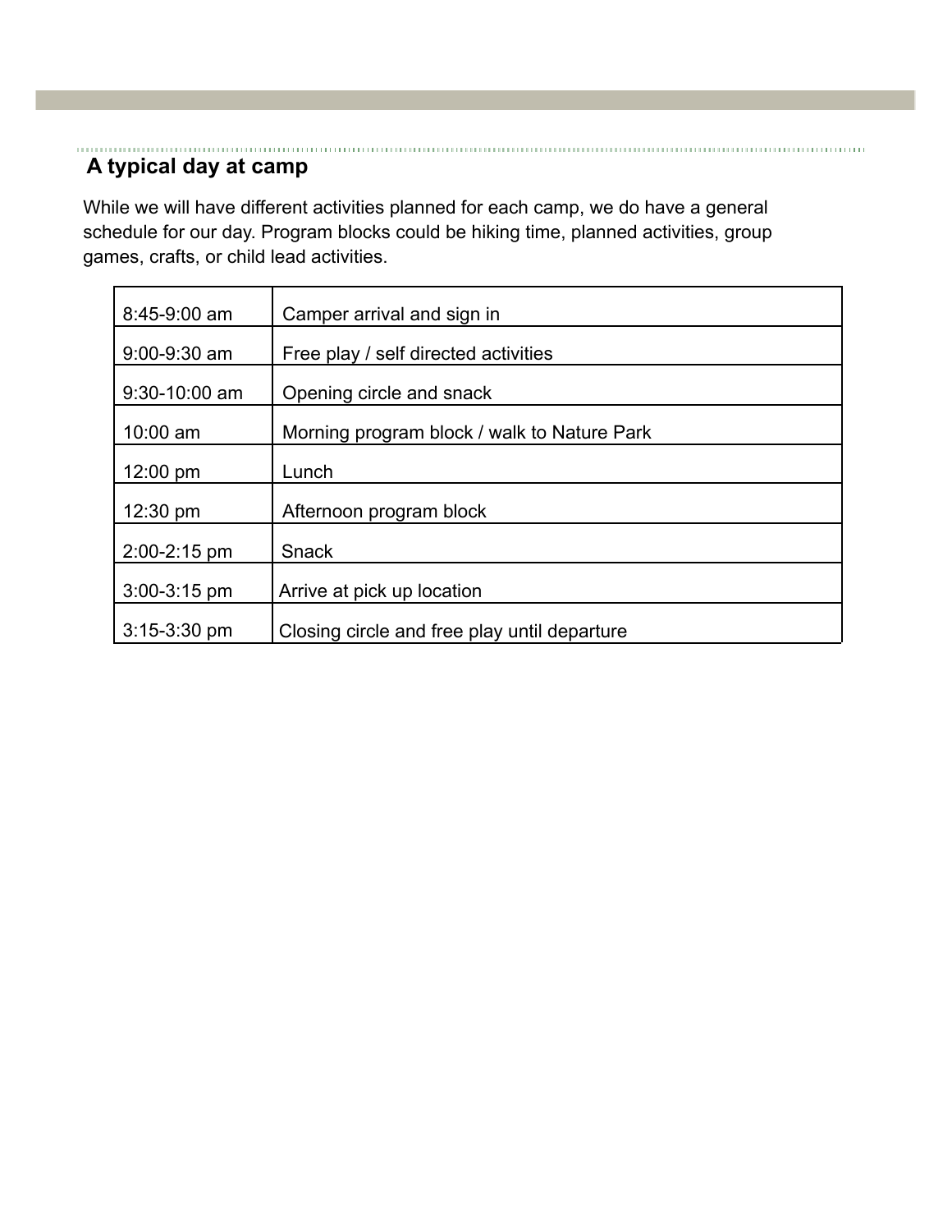## A typical day at camp

While we will have different activities planned for each camp, we do have a general schedule for our day. Program blocks could be hiking time, planned activities, group games, crafts, or child lead activities.

| | |
|---|---|
| 8:45-9:00 am | Camper arrival and sign in |
| 9:00-9:30 am | Free play / self directed activities |
| 9:30-10:00 am | Opening circle and snack |
| 10:00 am | Morning program block / walk to Nature Park |
| 12:00 pm | Lunch |
| 12:30 pm | Afternoon program block |
| 2:00-2:15 pm | Snack |
| 3:00-3:15 pm | Arrive at pick up location |
| 3:15-3:30 pm | Closing circle and free play until departure |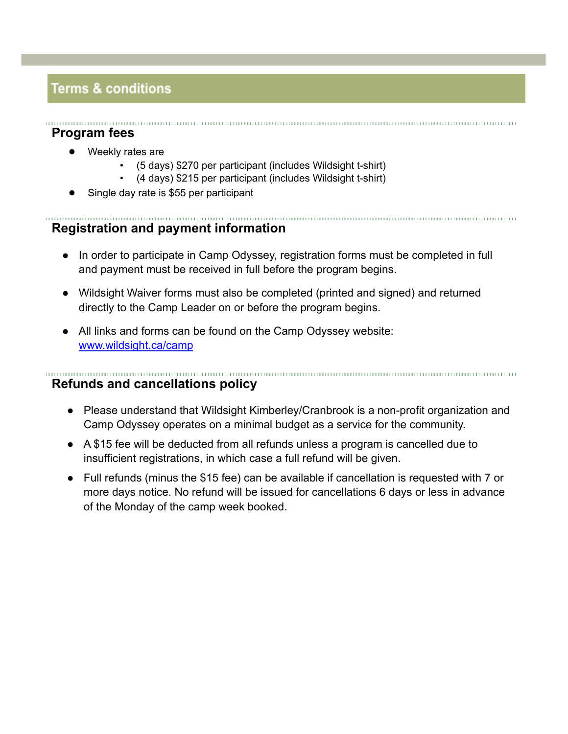# Terms & conditions

## Program fees

- Weekly rates are
  - (5 days) $270 per participant (includes Wildsight t-shirt)
  - (4 days) $215 per participant (includes Wildsight t-shirt)
- Single day rate is $55 per participant

## Registration and payment information

- In order to participate in Camp Odyssey, registration forms must be completed in full and payment must be received in full before the program begins.
- Wildsight Waiver forms must also be completed (printed and signed) and returned directly to the Camp Leader on or before the program begins.
- All links and forms can be found on the Camp Odyssey website: [www.wildsight.ca/camp](http://www.wildsight.ca/camp)

## Refunds and cancellations policy

- Please understand that Wildsight Kimberley/Cranbrook is a non-profit organization and Camp Odyssey operates on a minimal budget as a service for the community.
- A $15 fee will be deducted from all refunds unless a program is cancelled due to insufficient registrations, in which case a full refund will be given.
- Full refunds (minus the $15 fee) can be available if cancellation is requested with 7 or more days notice. No refund will be issued for cancellations 6 days or less in advance of the Monday of the camp week booked.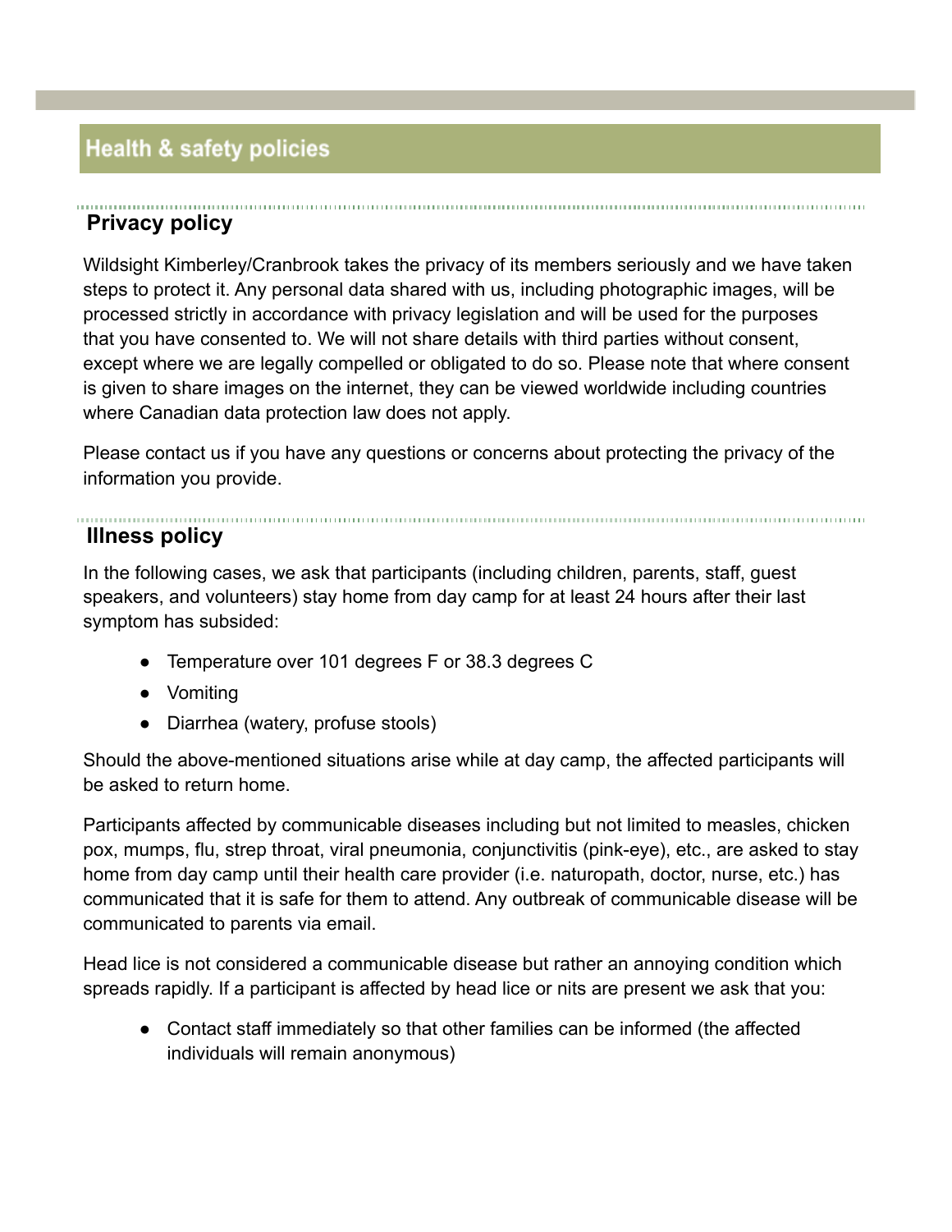## Health & safety policies

### Privacy policy

Wildsight Kimberley/Cranbrook takes the privacy of its members seriously and we have taken steps to protect it. Any personal data shared with us, including photographic images, will be processed strictly in accordance with privacy legislation and will be used for the purposes that you have consented to. We will not share details with third parties without consent, except where we are legally compelled or obligated to do so. Please note that where consent is given to share images on the internet, they can be viewed worldwide including countries where Canadian data protection law does not apply.

Please contact us if you have any questions or concerns about protecting the privacy of the information you provide.

### Illness policy

In the following cases, we ask that participants (including children, parents, staff, guest speakers, and volunteers) stay home from day camp for at least 24 hours after their last symptom has subsided:

- Temperature over 101 degrees F or 38.3 degrees C
- Vomiting
- Diarrhea (watery, profuse stools)

Should the above-mentioned situations arise while at day camp, the affected participants will be asked to return home.

Participants affected by communicable diseases including but not limited to measles, chicken pox, mumps, flu, strep throat, viral pneumonia, conjunctivitis (pink-eye), etc., are asked to stay home from day camp until their health care provider (i.e. naturopath, doctor, nurse, etc.) has communicated that it is safe for them to attend. Any outbreak of communicable disease will be communicated to parents via email.

Head lice is not considered a communicable disease but rather an annoying condition which spreads rapidly. If a participant is affected by head lice or nits are present we ask that you:

- Contact staff immediately so that other families can be informed (the affected individuals will remain anonymous)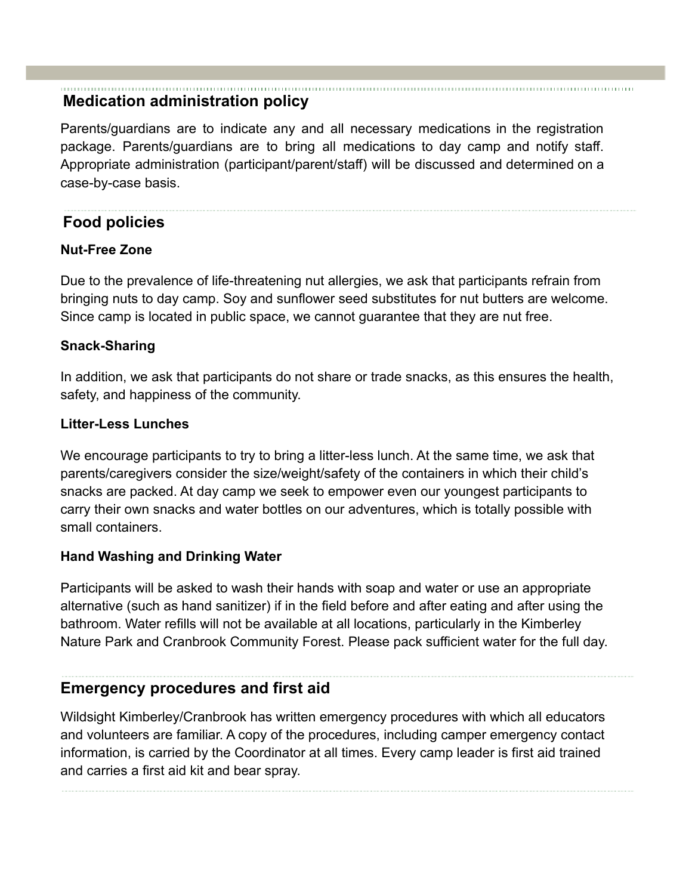## Medication administration policy

Parents/guardians are to indicate any and all necessary medications in the registration package. Parents/guardians are to bring all medications to day camp and notify staff. Appropriate administration (participant/parent/staff) will be discussed and determined on a case-by-case basis.

## Food policies

### Nut-Free Zone

Due to the prevalence of life-threatening nut allergies, we ask that participants refrain from bringing nuts to day camp. Soy and sunflower seed substitutes for nut butters are welcome. Since camp is located in public space, we cannot guarantee that they are nut free.

### Snack-Sharing

In addition, we ask that participants do not share or trade snacks, as this ensures the health, safety, and happiness of the community.

### Litter-Less Lunches

We encourage participants to try to bring a litter-less lunch. At the same time, we ask that parents/caregivers consider the size/weight/safety of the containers in which their child's snacks are packed. At day camp we seek to empower even our youngest participants to carry their own snacks and water bottles on our adventures, which is totally possible with small containers.

### Hand Washing and Drinking Water

Participants will be asked to wash their hands with soap and water or use an appropriate alternative (such as hand sanitizer) if in the field before and after eating and after using the bathroom. Water refills will not be available at all locations, particularly in the Kimberley Nature Park and Cranbrook Community Forest. Please pack sufficient water for the full day.

## Emergency procedures and first aid

Wildsight Kimberley/Cranbrook has written emergency procedures with which all educators and volunteers are familiar. A copy of the procedures, including camper emergency contact information, is carried by the Coordinator at all times. Every camp leader is first aid trained and carries a first aid kit and bear spray.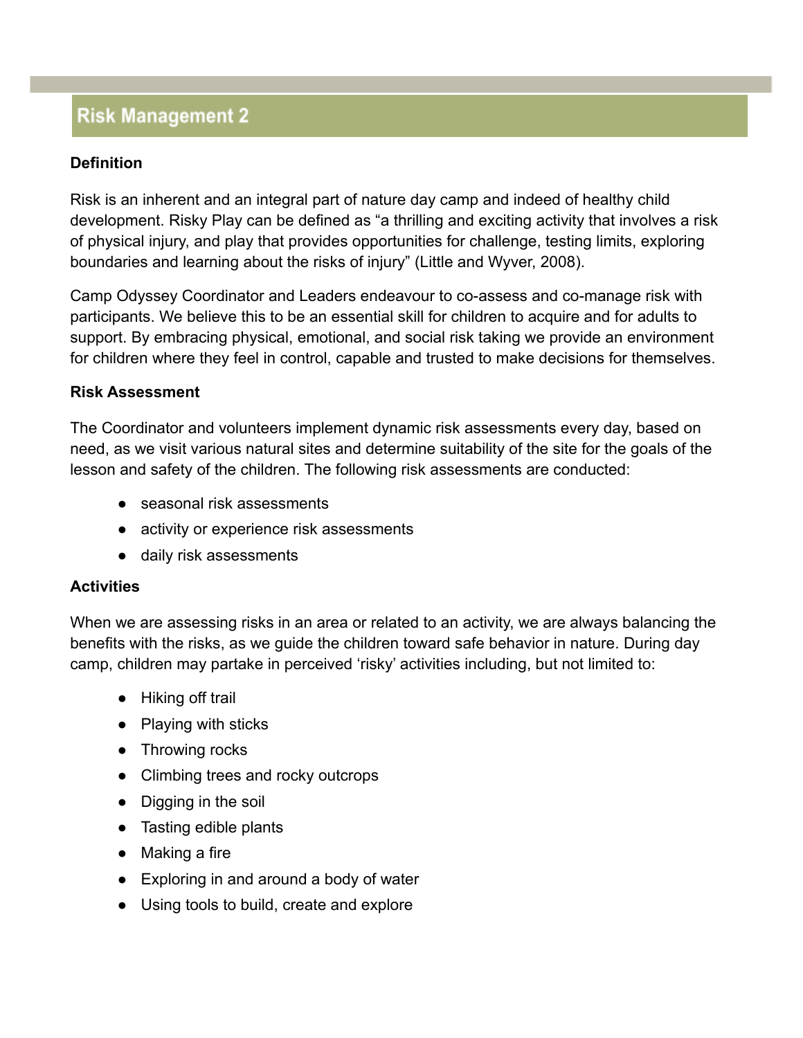## Risk Management 2

**Definition**

Risk is an inherent and an integral part of nature day camp and indeed of healthy child development. Risky Play can be defined as "a thrilling and exciting activity that involves a risk of physical injury, and play that provides opportunities for challenge, testing limits, exploring boundaries and learning about the risks of injury" (Little and Wyver, 2008).

Camp Odyssey Coordinator and Leaders endeavour to co-assess and co-manage risk with participants. We believe this to be an essential skill for children to acquire and for adults to support. By embracing physical, emotional, and social risk taking we provide an environment for children where they feel in control, capable and trusted to make decisions for themselves.

**Risk Assessment**

The Coordinator and volunteers implement dynamic risk assessments every day, based on need, as we visit various natural sites and determine suitability of the site for the goals of the lesson and safety of the children. The following risk assessments are conducted:

- seasonal risk assessments
- activity or experience risk assessments
- daily risk assessments

**Activities**

When we are assessing risks in an area or related to an activity, we are always balancing the benefits with the risks, as we guide the children toward safe behavior in nature. During day camp, children may partake in perceived 'risky' activities including, but not limited to:

- Hiking off trail
- Playing with sticks
- Throwing rocks
- Climbing trees and rocky outcrops
- Digging in the soil
- Tasting edible plants
- Making a fire
- Exploring in and around a body of water
- Using tools to build, create and explore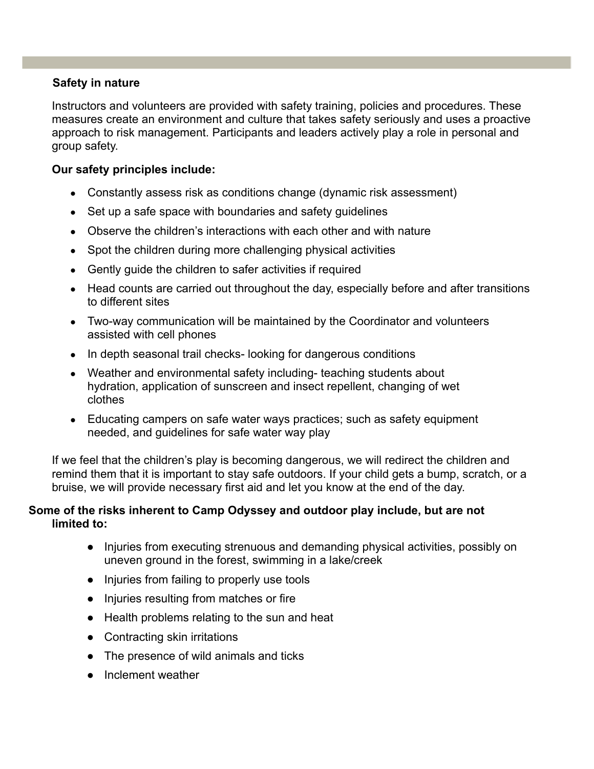## Safety in nature

Instructors and volunteers are provided with safety training, policies and procedures. These measures create an environment and culture that takes safety seriously and uses a proactive approach to risk management. Participants and leaders actively play a role in personal and group safety.

**Our safety principles include:**

- Constantly assess risk as conditions change (dynamic risk assessment)
- Set up a safe space with boundaries and safety guidelines
- Observe the children's interactions with each other and with nature
- Spot the children during more challenging physical activities
- Gently guide the children to safer activities if required
- Head counts are carried out throughout the day, especially before and after transitions to different sites
- Two-way communication will be maintained by the Coordinator and volunteers assisted with cell phones
- In depth seasonal trail checks- looking for dangerous conditions
- Weather and environmental safety including- teaching students about hydration, application of sunscreen and insect repellent, changing of wet clothes
- Educating campers on safe water ways practices; such as safety equipment needed, and guidelines for safe water way play

If we feel that the children's play is becoming dangerous, we will redirect the children and remind them that it is important to stay safe outdoors. If your child gets a bump, scratch, or a bruise, we will provide necessary first aid and let you know at the end of the day.

**Some of the risks inherent to Camp Odyssey and outdoor play include, but are not limited to:**

- Injuries from executing strenuous and demanding physical activities, possibly on uneven ground in the forest, swimming in a lake/creek
- Injuries from failing to properly use tools
- Injuries resulting from matches or fire
- Health problems relating to the sun and heat
- Contracting skin irritations
- The presence of wild animals and ticks
- Inclement weather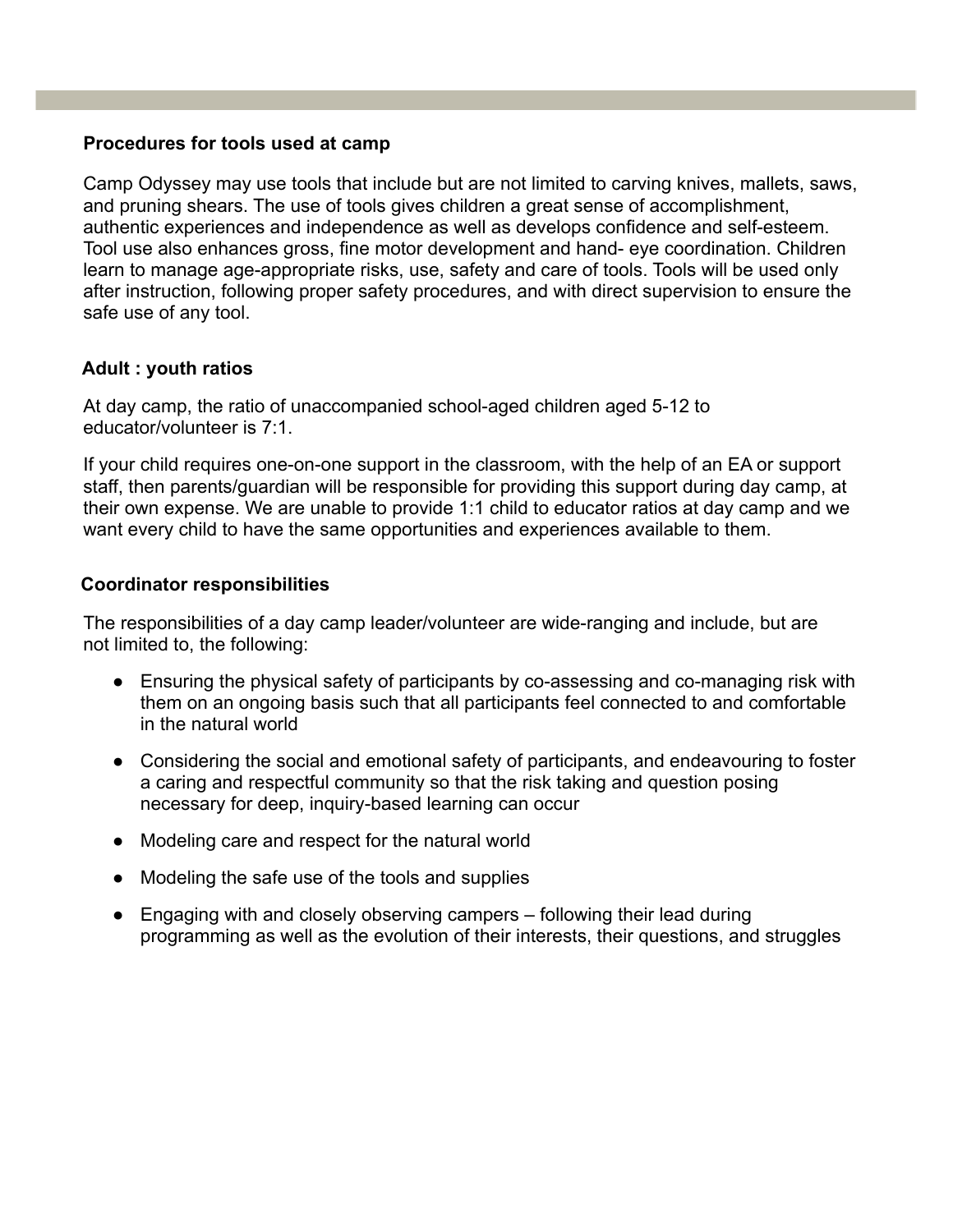### Procedures for tools used at camp

Camp Odyssey may use tools that include but are not limited to carving knives, mallets, saws, and pruning shears. The use of tools gives children a great sense of accomplishment, authentic experiences and independence as well as develops confidence and self-esteem. Tool use also enhances gross, fine motor development and hand- eye coordination. Children learn to manage age-appropriate risks, use, safety and care of tools. Tools will be used only after instruction, following proper safety procedures, and with direct supervision to ensure the safe use of any tool.

### Adult : youth ratios

At day camp, the ratio of unaccompanied school-aged children aged 5-12 to educator/volunteer is 7:1.

If your child requires one-on-one support in the classroom, with the help of an EA or support staff, then parents/guardian will be responsible for providing this support during day camp, at their own expense. We are unable to provide 1:1 child to educator ratios at day camp and we want every child to have the same opportunities and experiences available to them.

### Coordinator responsibilities

The responsibilities of a day camp leader/volunteer are wide-ranging and include, but are not limited to, the following:

- Ensuring the physical safety of participants by co-assessing and co-managing risk with them on an ongoing basis such that all participants feel connected to and comfortable in the natural world
- Considering the social and emotional safety of participants, and endeavouring to foster a caring and respectful community so that the risk taking and question posing necessary for deep, inquiry-based learning can occur
- Modeling care and respect for the natural world
- Modeling the safe use of the tools and supplies
- Engaging with and closely observing campers – following their lead during programming as well as the evolution of their interests, their questions, and struggles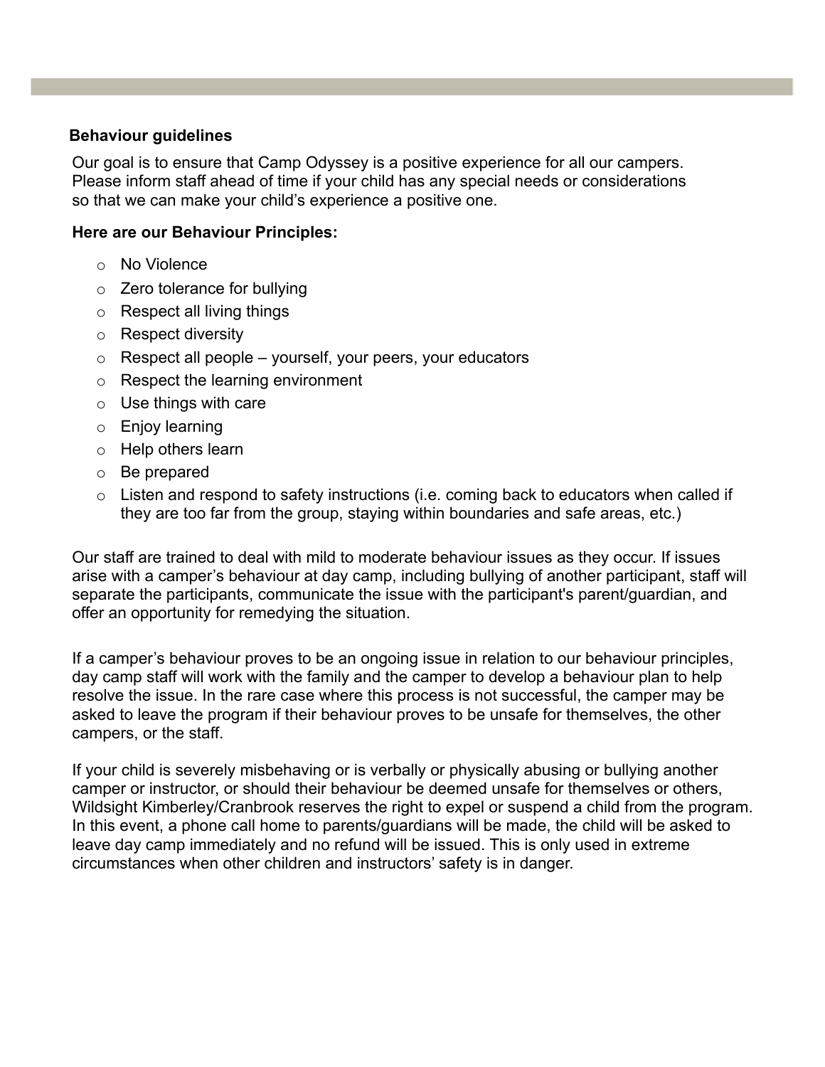## Behaviour guidelines

Our goal is to ensure that Camp Odyssey is a positive experience for all our campers. Please inform staff ahead of time if your child has any special needs or considerations so that we can make your child's experience a positive one.

**Here are our Behaviour Principles:**

- No Violence
- Zero tolerance for bullying
- Respect all living things
- Respect diversity
- Respect all people – yourself, your peers, your educators
- Respect the learning environment
- Use things with care
- Enjoy learning
- Help others learn
- Be prepared
- Listen and respond to safety instructions (i.e. coming back to educators when called if they are too far from the group, staying within boundaries and safe areas, etc.)

Our staff are trained to deal with mild to moderate behaviour issues as they occur. If issues arise with a camper's behaviour at day camp, including bullying of another participant, staff will separate the participants, communicate the issue with the participant's parent/guardian, and offer an opportunity for remedying the situation.

If a camper's behaviour proves to be an ongoing issue in relation to our behaviour principles, day camp staff will work with the family and the camper to develop a behaviour plan to help resolve the issue. In the rare case where this process is not successful, the camper may be asked to leave the program if their behaviour proves to be unsafe for themselves, the other campers, or the staff.

If your child is severely misbehaving or is verbally or physically abusing or bullying another camper or instructor, or should their behaviour be deemed unsafe for themselves or others, Wildsight Kimberley/Cranbrook reserves the right to expel or suspend a child from the program. In this event, a phone call home to parents/guardians will be made, the child will be asked to leave day camp immediately and no refund will be issued. This is only used in extreme circumstances when other children and instructors' safety is in danger.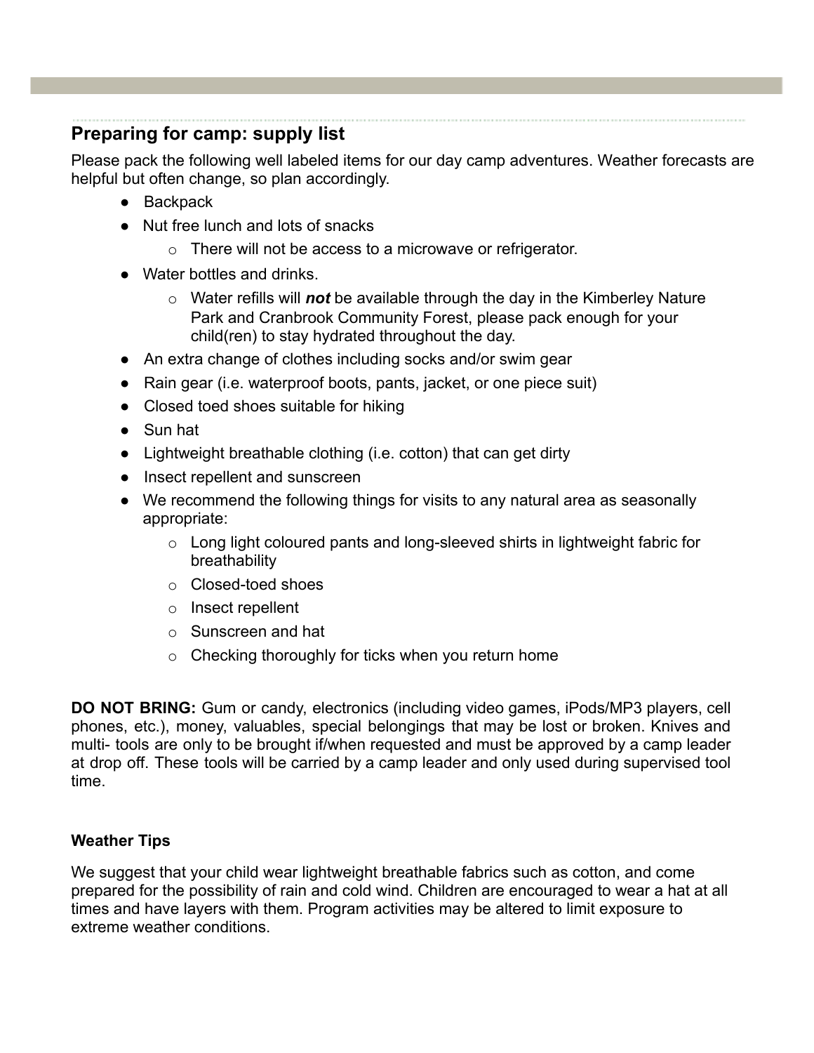## Preparing for camp: supply list

Please pack the following well labeled items for our day camp adventures. Weather forecasts are helpful but often change, so plan accordingly.

- Backpack
- Nut free lunch and lots of snacks
  - There will not be access to a microwave or refrigerator.
- Water bottles and drinks.
  - Water refills will ***not*** be available through the day in the Kimberley Nature Park and Cranbrook Community Forest, please pack enough for your child(ren) to stay hydrated throughout the day.
- An extra change of clothes including socks and/or swim gear
- Rain gear (i.e. waterproof boots, pants, jacket, or one piece suit)
- Closed toed shoes suitable for hiking
- Sun hat
- Lightweight breathable clothing (i.e. cotton) that can get dirty
- Insect repellent and sunscreen
- We recommend the following things for visits to any natural area as seasonally appropriate:
  - Long light coloured pants and long-sleeved shirts in lightweight fabric for breathability
  - Closed-toed shoes
  - Insect repellent
  - Sunscreen and hat
  - Checking thoroughly for ticks when you return home

**DO NOT BRING:** Gum or candy, electronics (including video games, iPods/MP3 players, cell phones, etc.), money, valuables, special belongings that may be lost or broken. Knives and multi- tools are only to be brought if/when requested and must be approved by a camp leader at drop off. These tools will be carried by a camp leader and only used during supervised tool time.

**Weather Tips**

We suggest that your child wear lightweight breathable fabrics such as cotton, and come prepared for the possibility of rain and cold wind. Children are encouraged to wear a hat at all times and have layers with them. Program activities may be altered to limit exposure to extreme weather conditions.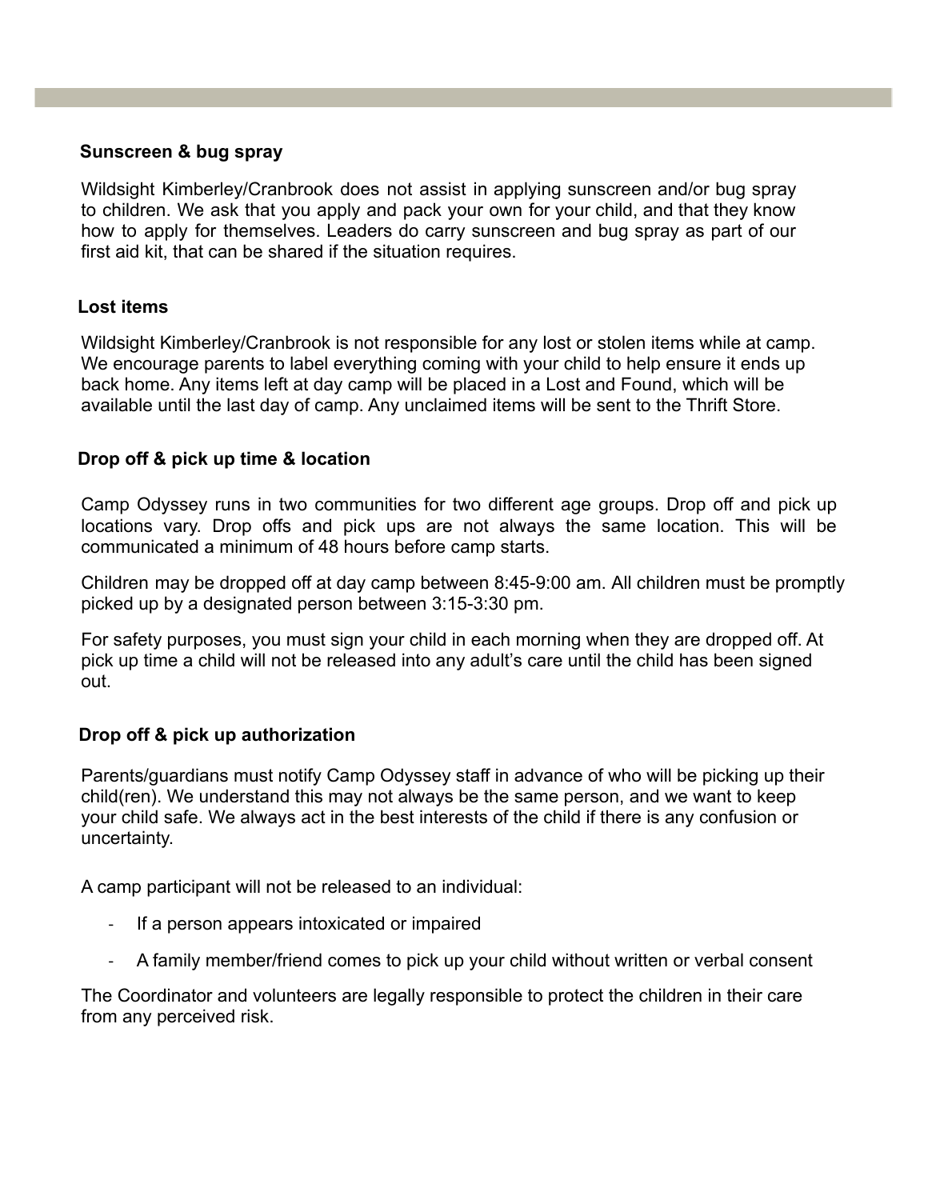### Sunscreen & bug spray

Wildsight Kimberley/Cranbrook does not assist in applying sunscreen and/or bug spray to children. We ask that you apply and pack your own for your child, and that they know how to apply for themselves. Leaders do carry sunscreen and bug spray as part of our first aid kit, that can be shared if the situation requires.

### Lost items

Wildsight Kimberley/Cranbrook is not responsible for any lost or stolen items while at camp. We encourage parents to label everything coming with your child to help ensure it ends up back home. Any items left at day camp will be placed in a Lost and Found, which will be available until the last day of camp. Any unclaimed items will be sent to the Thrift Store.

### Drop off & pick up time & location

Camp Odyssey runs in two communities for two different age groups. Drop off and pick up locations vary. Drop offs and pick ups are not always the same location. This will be communicated a minimum of 48 hours before camp starts.

Children may be dropped off at day camp between 8:45-9:00 am. All children must be promptly picked up by a designated person between 3:15-3:30 pm.

For safety purposes, you must sign your child in each morning when they are dropped off. At pick up time a child will not be released into any adult's care until the child has been signed out.

### Drop off & pick up authorization

Parents/guardians must notify Camp Odyssey staff in advance of who will be picking up their child(ren). We understand this may not always be the same person, and we want to keep your child safe. We always act in the best interests of the child if there is any confusion or uncertainty.

A camp participant will not be released to an individual:

- If a person appears intoxicated or impaired
- A family member/friend comes to pick up your child without written or verbal consent

The Coordinator and volunteers are legally responsible to protect the children in their care from any perceived risk.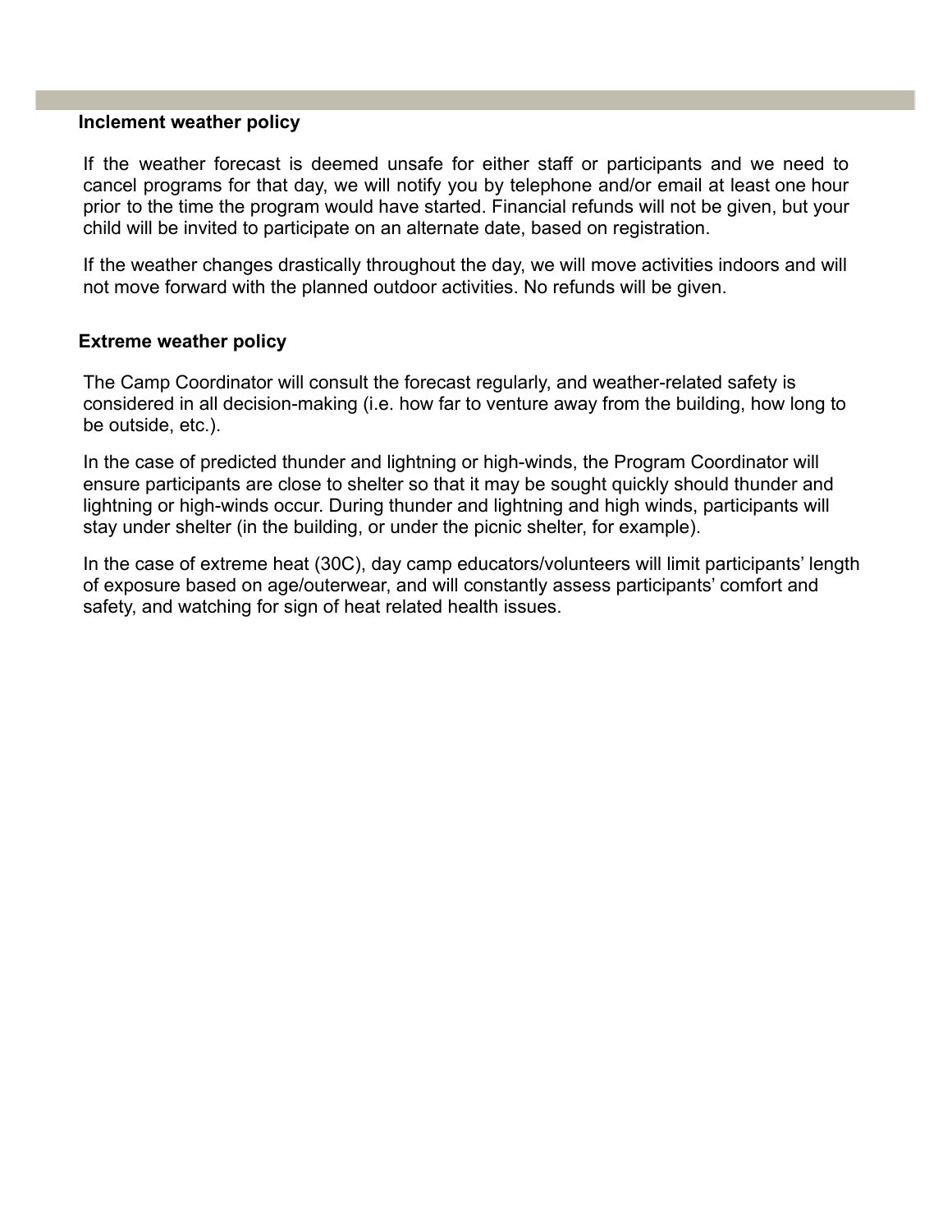## Inclement weather policy

If the weather forecast is deemed unsafe for either staff or participants and we need to cancel programs for that day, we will notify you by telephone and/or email at least one hour prior to the time the program would have started. Financial refunds will not be given, but your child will be invited to participate on an alternate date, based on registration.

If the weather changes drastically throughout the day, we will move activities indoors and will not move forward with the planned outdoor activities. No refunds will be given.

## Extreme weather policy

The Camp Coordinator will consult the forecast regularly, and weather-related safety is considered in all decision-making (i.e. how far to venture away from the building, how long to be outside, etc.).

In the case of predicted thunder and lightning or high-winds, the Program Coordinator will ensure participants are close to shelter so that it may be sought quickly should thunder and lightning or high-winds occur. During thunder and lightning and high winds, participants will stay under shelter (in the building, or under the picnic shelter, for example).

In the case of extreme heat (30C), day camp educators/volunteers will limit participants' length of exposure based on age/outerwear, and will constantly assess participants' comfort and safety, and watching for sign of heat related health issues.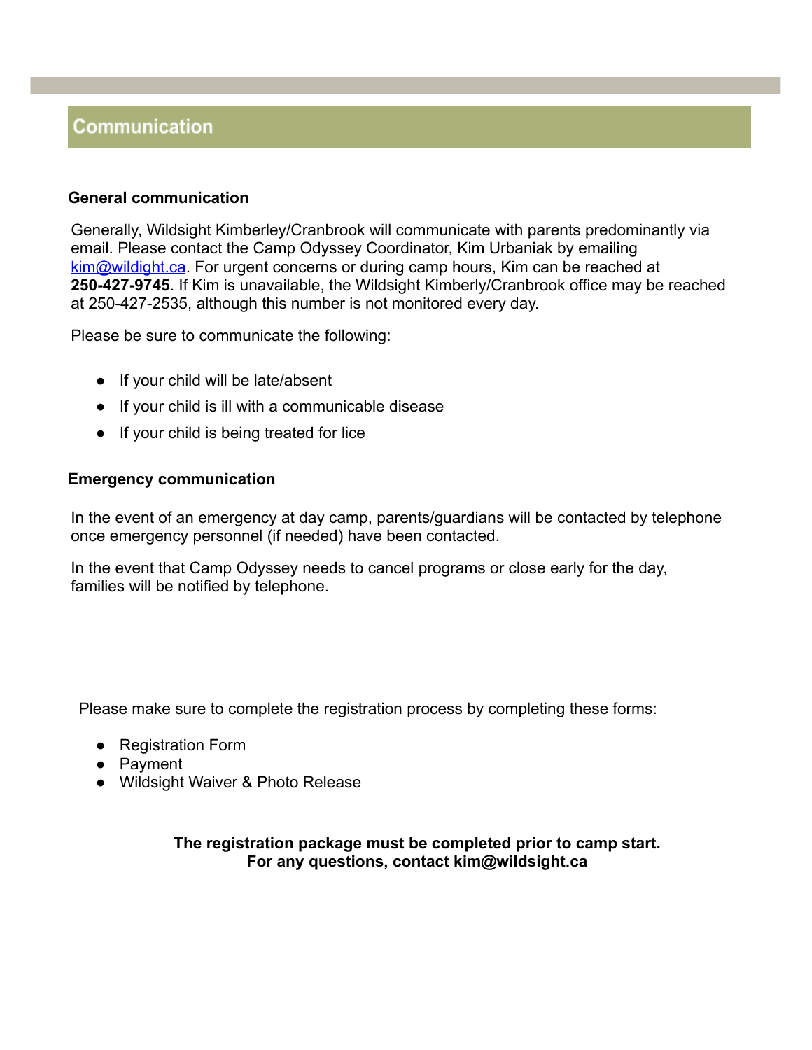## Communication

### General communication

Generally, Wildsight Kimberley/Cranbrook will communicate with parents predominantly via email. Please contact the Camp Odyssey Coordinator, Kim Urbaniak by emailing kim@wildight.ca. For urgent concerns or during camp hours, Kim can be reached at **250-427-9745**. If Kim is unavailable, the Wildsight Kimberly/Cranbrook office may be reached at 250-427-2535, although this number is not monitored every day.

Please be sure to communicate the following:

- If your child will be late/absent
- If your child is ill with a communicable disease
- If your child is being treated for lice

### Emergency communication

In the event of an emergency at day camp, parents/guardians will be contacted by telephone once emergency personnel (if needed) have been contacted.

In the event that Camp Odyssey needs to cancel programs or close early for the day, families will be notified by telephone.

Please make sure to complete the registration process by completing these forms:

- Registration Form
- Payment
- Wildsight Waiver & Photo Release

**The registration package must be completed prior to camp start.**
**For any questions, contact kim@wildsight.ca**